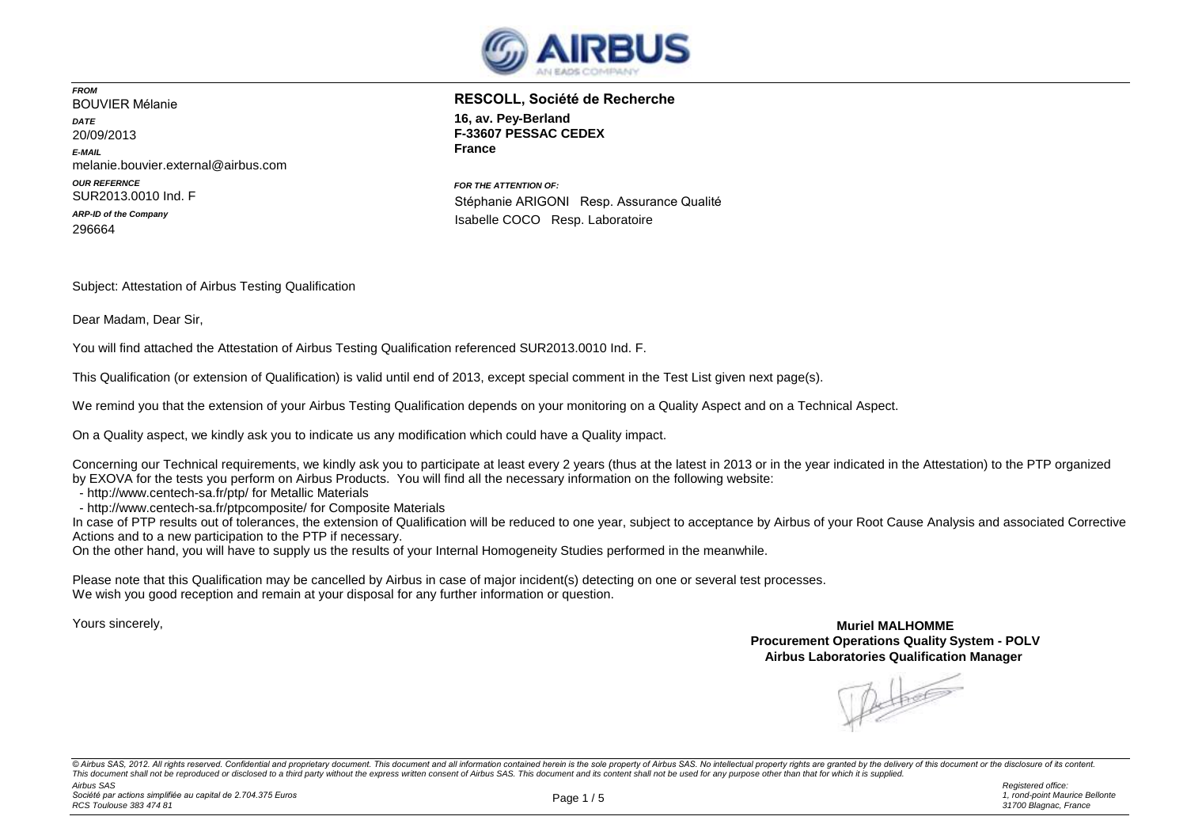**FROM**
BOUVIER Mélanie

**DATE**
20/09/2013

**E-MAIL**
melanie.bouvier.external@airbus.com

**OUR REFERNCE**
SUR2013.0010 Ind. F

**ARP-ID of the Company**
296664

**RESCOLL, Société de Recherche**
**16, av. Pey-Berland**
**F-33607 PESSAC CEDEX**
**France**

**FOR THE ATTENTION OF:**
Stéphanie ARIGONI Resp. Assurance Qualité
Isabelle COCO Resp. Laboratoire

Subject: Attestation of Airbus Testing Qualification

Dear Madam, Dear Sir,

You will find attached the Attestation of Airbus Testing Qualification referenced SUR2013.0010 Ind. F.

This Qualification (or extension of Qualification) is valid until end of 2013, except special comment in the Test List given next page(s).

We remind you that the extension of your Airbus Testing Qualification depends on your monitoring on a Quality Aspect and on a Technical Aspect.

On a Quality aspect, we kindly ask you to indicate us any modification which could have a Quality impact.

Concerning our Technical requirements, we kindly ask you to participate at least every 2 years (thus at the latest in 2013 or in the year indicated in the Attestation) to the PTP organized by EXOVA for the tests you perform on Airbus Products. You will find all the necessary information on the following website:

- http://www.centech-sa.fr/ptp/ for Metallic Materials
- http://www.centech-sa.fr/ptpcomposite/ for Composite Materials

In case of PTP results out of tolerances, the extension of Qualification will be reduced to one year, subject to acceptance by Airbus of your Root Cause Analysis and associated Corrective Actions and to a new participation to the PTP if necessary.
On the other hand, you will have to supply us the results of your Internal Homogeneity Studies performed in the meanwhile.

Please note that this Qualification may be cancelled by Airbus in case of major incident(s) detecting on one or several test processes.
We wish you good reception and remain at your disposal for any further information or question.

Yours sincerely,

**Muriel MALHOMME**
**Procurement Operations Quality System - POLV**
**Airbus Laboratories Qualification Manager**

*© Airbus SAS, 2012. All rights reserved. Confidential and proprietary document. This document and all information contained herein is the sole property of Airbus SAS. No intellectual property rights are granted by the delivery of this document or the disclosure of its content. This document shall not be reproduced or disclosed to a third party without the express written consent of Airbus SAS. This document and its content shall not be used for any purpose other than that for which it is supplied.*

*Airbus SAS*
*Société par actions simplifiée au capital de 2.704.375 Euros*
*RCS Toulouse 383 474 81*

*Registered office:*
*1, rond-point Maurice Bellonte*
*31700 Blagnac, France*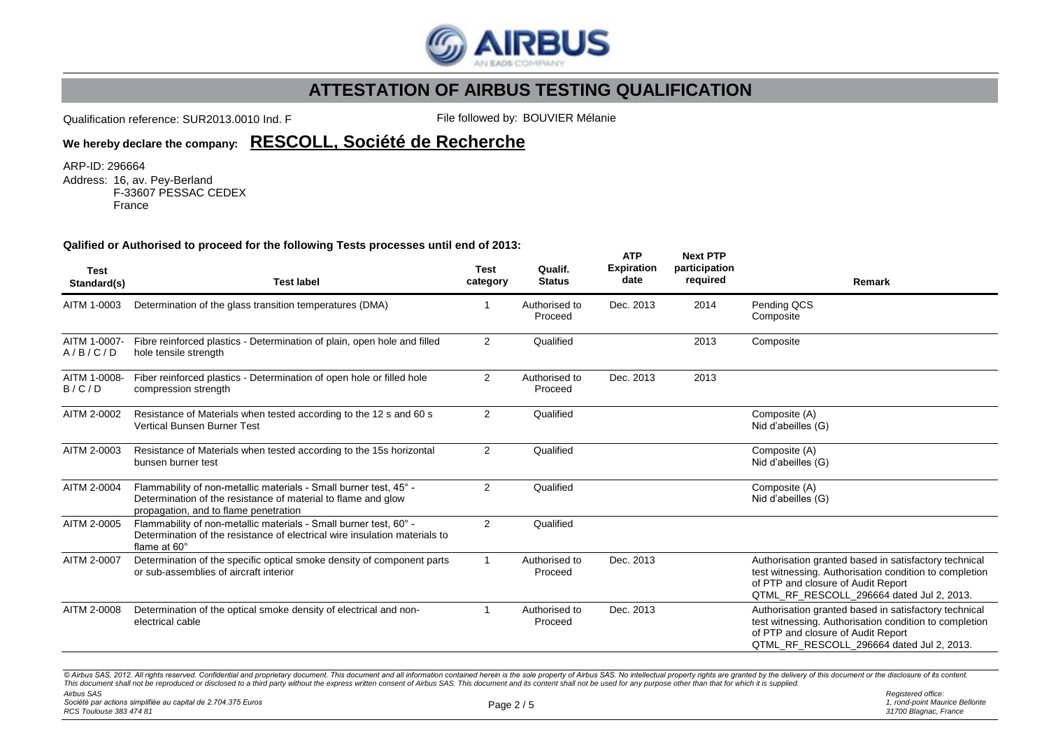# ATTESTATION OF AIRBUS TESTING QUALIFICATION

Qualification reference: SUR2013.0010 Ind. F

File followed by: BOUVIER Mélanie

**We hereby declare the company: RESCOLL, Société de Recherche**

ARP-ID: 296664
Address: 16, av. Pey-Berland
F-33607 PESSAC CEDEX
France

**Qalified or Authorised to proceed for the following Tests processes until end of 2013:**

| Test Standard(s) | Test label | Test category | Qualif. Status | ATP Expiration date | Next PTP participation required | Remark |
|---|---|---|---|---|---|---|
| AITM 1-0003 | Determination of the glass transition temperatures (DMA) | 1 | Authorised to Proceed | Dec. 2013 | 2014 | Pending QCS Composite |
| AITM 1-0007-A / B / C / D | Fibre reinforced plastics - Determination of plain, open hole and filled hole tensile strength | 2 | Qualified | | 2013 | Composite |
| AITM 1-0008-B / C / D | Fiber reinforced plastics - Determination of open hole or filled hole compression strength | 2 | Authorised to Proceed | Dec. 2013 | 2013 | |
| AITM 2-0002 | Resistance of Materials when tested according to the 12 s and 60 s Vertical Bunsen Burner Test | 2 | Qualified | | | Composite (A) Nid d'abeilles (G) |
| AITM 2-0003 | Resistance of Materials when tested according to the 15s horizontal bunsen burner test | 2 | Qualified | | | Composite (A) Nid d'abeilles (G) |
| AITM 2-0004 | Flammability of non-metallic materials - Small burner test, 45° - Determination of the resistance of material to flame and glow propagation, and to flame penetration | 2 | Qualified | | | Composite (A) Nid d'abeilles (G) |
| AITM 2-0005 | Flammability of non-metallic materials - Small burner test, 60° - Determination of the resistance of electrical wire insulation materials to flame at 60° | 2 | Qualified | | | |
| AITM 2-0007 | Determination of the specific optical smoke density of component parts or sub-assemblies of aircraft interior | 1 | Authorised to Proceed | Dec. 2013 | | Authorisation granted based in satisfactory technical test witnessing. Authorisation condition to completion of PTP and closure of Audit Report QTML_RF_RESCOLL_296664 dated Jul 2, 2013. |
| AITM 2-0008 | Determination of the optical smoke density of electrical and non-electrical cable | 1 | Authorised to Proceed | Dec. 2013 | | Authorisation granted based in satisfactory technical test witnessing. Authorisation condition to completion of PTP and closure of Audit Report QTML_RF_RESCOLL_296664 dated Jul 2, 2013. |

*© Airbus SAS, 2012. All rights reserved. Confidential and proprietary document. This document and all information contained herein is the sole property of Airbus SAS. No intellectual property rights are granted by the delivery of this document or the disclosure of its content. This document shall not be reproduced or disclosed to a third party without the express written consent of Airbus SAS. This document and its content shall not be used for any purpose other than that for which it is supplied.*

*Airbus SAS*
*Société par actions simplifiée au capital de 2.704.375 Euros*
*RCS Toulouse 383 474 81*

*Registered office:*
*1, rond-point Maurice Bellonte*
*31700 Blagnac, France*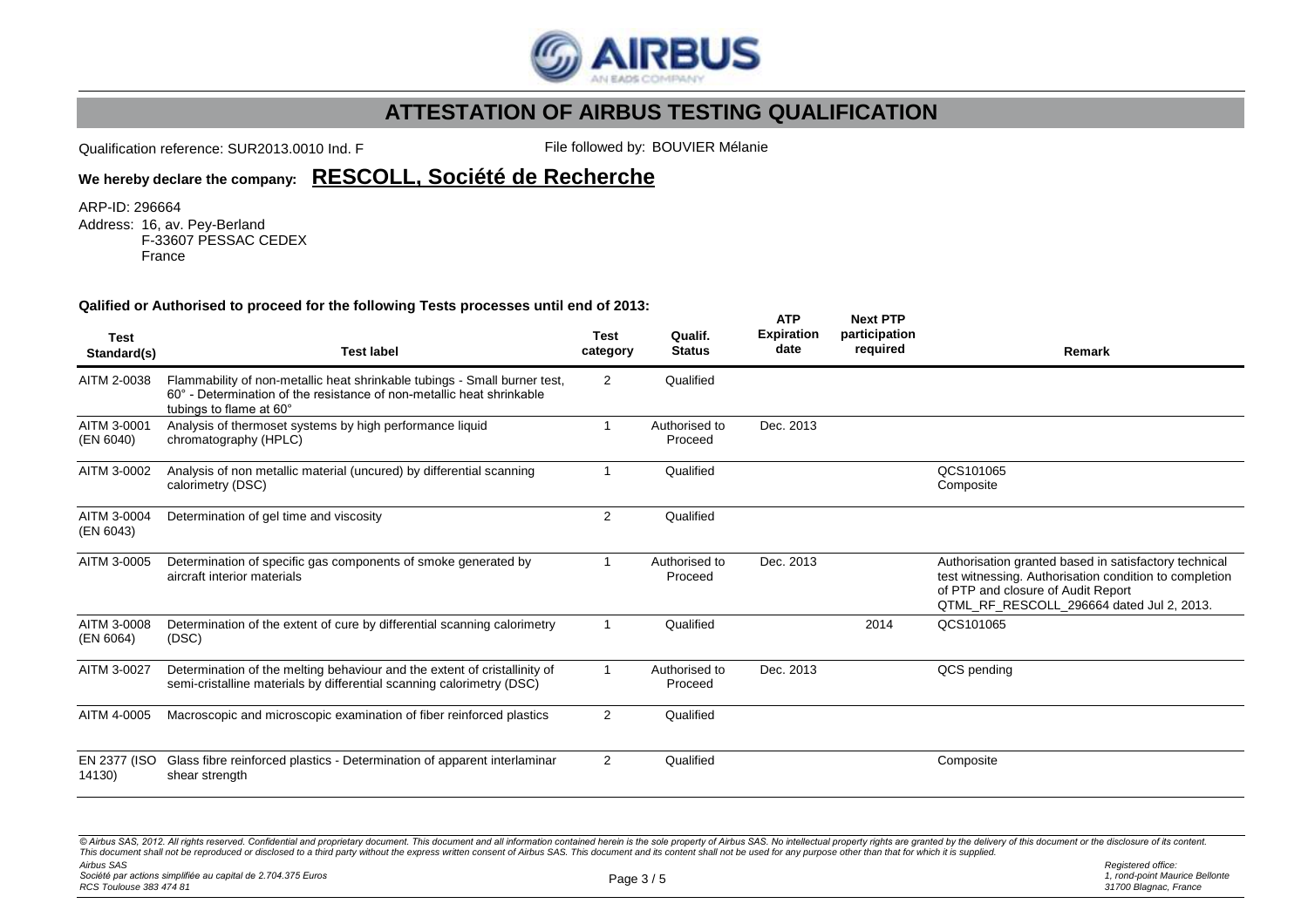# ATTESTATION OF AIRBUS TESTING QUALIFICATION

Qualification reference: SUR2013.0010 Ind. F

File followed by: BOUVIER Mélanie

**We hereby declare the company: RESCOLL, Société de Recherche**

ARP-ID: 296664

Address: 16, av. Pey-Berland
F-33607 PESSAC CEDEX
France

**Qalified or Authorised to proceed for the following Tests processes until end of 2013:**

| Test Standard(s) | Test label | Test category | Qualif. Status | ATP Expiration date | Next PTP participation required | Remark |
|---|---|---|---|---|---|---|
| AITM 2-0038 | Flammability of non-metallic heat shrinkable tubings - Small burner test, 60° - Determination of the resistance of non-metallic heat shrinkable tubings to flame at 60° | 2 | Qualified | | | |
| AITM 3-0001 (EN 6040) | Analysis of thermoset systems by high performance liquid chromatography (HPLC) | 1 | Authorised to Proceed | Dec. 2013 | | |
| AITM 3-0002 | Analysis of non metallic material (uncured) by differential scanning calorimetry (DSC) | 1 | Qualified | | | QCS101065 Composite |
| AITM 3-0004 (EN 6043) | Determination of gel time and viscosity | 2 | Qualified | | | |
| AITM 3-0005 | Determination of specific gas components of smoke generated by aircraft interior materials | 1 | Authorised to Proceed | Dec. 2013 | | Authorisation granted based in satisfactory technical test witnessing. Authorisation condition to completion of PTP and closure of Audit Report QTML_RF_RESCOLL_296664 dated Jul 2, 2013. |
| AITM 3-0008 (EN 6064) | Determination of the extent of cure by differential scanning calorimetry (DSC) | 1 | Qualified | | 2014 | QCS101065 |
| AITM 3-0027 | Determination of the melting behaviour and the extent of cristallinity of semi-cristalline materials by differential scanning calorimetry (DSC) | 1 | Authorised to Proceed | Dec. 2013 | | QCS pending |
| AITM 4-0005 | Macroscopic and microscopic examination of fiber reinforced plastics | 2 | Qualified | | | |
| EN 2377 (ISO 14130) | Glass fibre reinforced plastics - Determination of apparent interlaminar shear strength | 2 | Qualified | | | Composite |

*© Airbus SAS, 2012. All rights reserved. Confidential and proprietary document. This document and all information contained herein is the sole property of Airbus SAS. No intellectual property rights are granted by the delivery of this document or the disclosure of its content. This document shall not be reproduced or disclosed to a third party without the express written consent of Airbus SAS. This document and its content shall not be used for any purpose other than that for which it is supplied.*

*Airbus SAS*
*Société par actions simplifiée au capital de 2.704.375 Euros*
*RCS Toulouse 383 474 81*

*Registered office:*
*1, rond-point Maurice Bellonte*
*31700 Blagnac, France*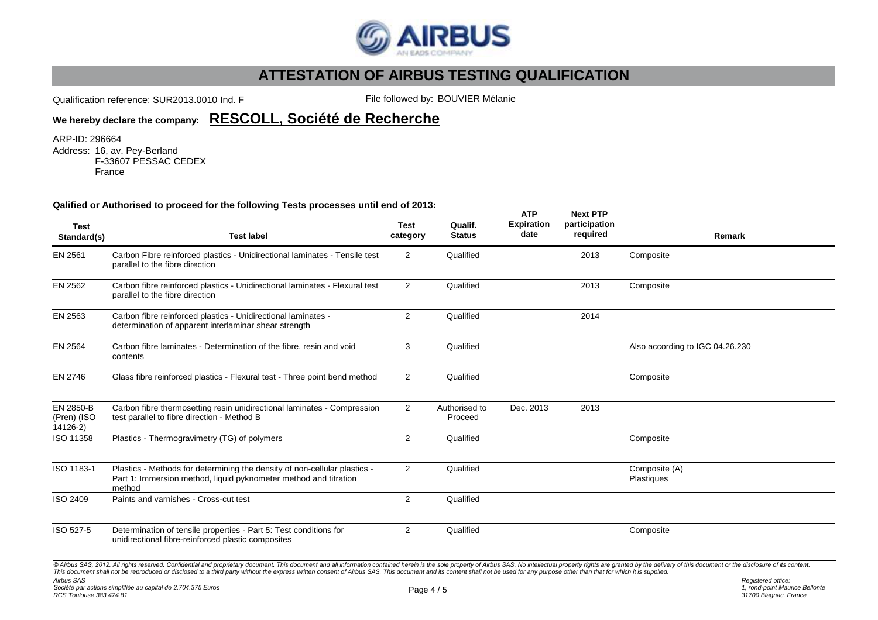# ATTESTATION OF AIRBUS TESTING QUALIFICATION

Qualification reference: SUR2013.0010 Ind. F File followed by: BOUVIER Mélanie

**We hereby declare the company: RESCOLL, Société de Recherche**

ARP-ID: 296664
Address: 16, av. Pey-Berland
F-33607 PESSAC CEDEX
France

**Qalified or Authorised to proceed for the following Tests processes until end of 2013:**

| Test Standard(s) | Test label | Test category | Qualif. Status | ATP Expiration date | Next PTP participation required | Remark |
|---|---|---|---|---|---|---|
| EN 2561 | Carbon Fibre reinforced plastics - Unidirectional laminates - Tensile test parallel to the fibre direction | 2 | Qualified | | 2013 | Composite |
| EN 2562 | Carbon fibre reinforced plastics - Unidirectional laminates - Flexural test parallel to the fibre direction | 2 | Qualified | | 2013 | Composite |
| EN 2563 | Carbon fibre reinforced plastics - Unidirectional laminates - determination of apparent interlaminar shear strength | 2 | Qualified | | 2014 | |
| EN 2564 | Carbon fibre laminates - Determination of the fibre, resin and void contents | 3 | Qualified | | | Also according to IGC 04.26.230 |
| EN 2746 | Glass fibre reinforced plastics - Flexural test - Three point bend method | 2 | Qualified | | | Composite |
| EN 2850-B (Pren) (ISO 14126-2) | Carbon fibre thermosetting resin unidirectional laminates - Compression test parallel to fibre direction - Method B | 2 | Authorised to Proceed | Dec. 2013 | 2013 | |
| ISO 11358 | Plastics - Thermogravimetry (TG) of polymers | 2 | Qualified | | | Composite |
| ISO 1183-1 | Plastics - Methods for determining the density of non-cellular plastics - Part 1: Immersion method, liquid pyknometer method and titration method | 2 | Qualified | | | Composite (A) Plastiques |
| ISO 2409 | Paints and varnishes - Cross-cut test | 2 | Qualified | | | |
| ISO 527-5 | Determination of tensile properties - Part 5: Test conditions for unidirectional fibre-reinforced plastic composites | 2 | Qualified | | | Composite |

*© Airbus SAS, 2012. All rights reserved. Confidential and proprietary document. This document and all information contained herein is the sole property of Airbus SAS. No intellectual property rights are granted by the delivery of this document or the disclosure of its content. This document shall not be reproduced or disclosed to a third party without the express written consent of Airbus SAS. This document and its content shall not be used for any purpose other than that for which it is supplied.*

*Airbus SAS*
*Société par actions simplifiée au capital de 2.704.375 Euros*
*RCS Toulouse 383 474 81*

*Registered office:*
*1, rond-point Maurice Bellonte*
*31700 Blagnac, France*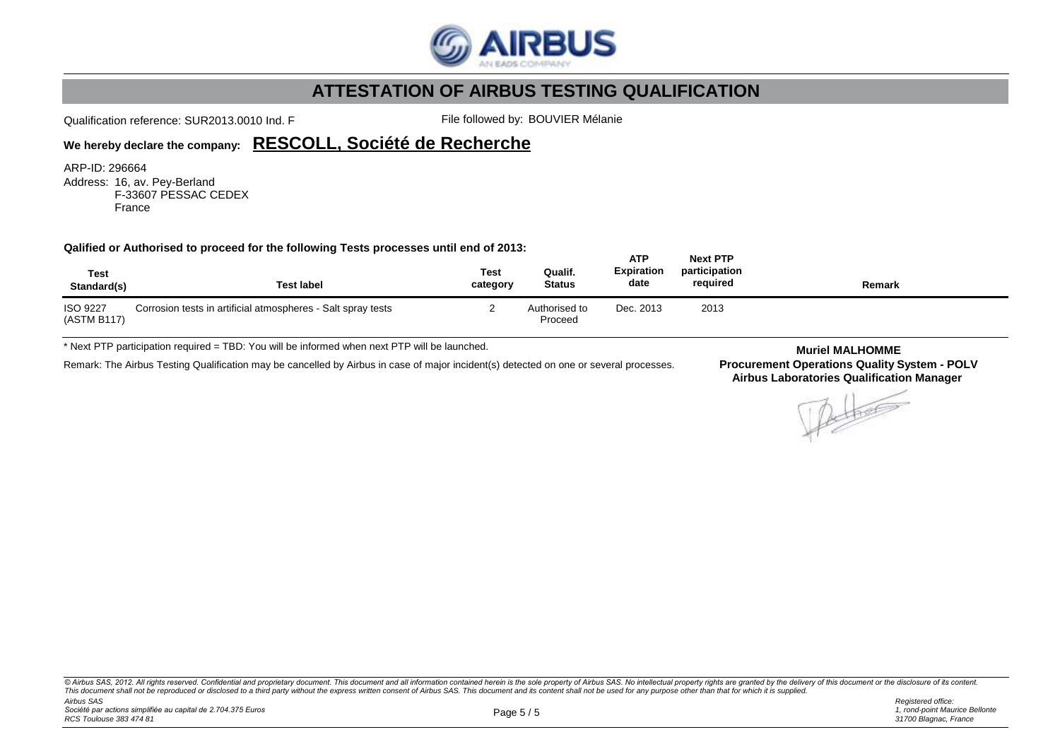# ATTESTATION OF AIRBUS TESTING QUALIFICATION

Qualification reference: SUR2013.0010 Ind. F

File followed by: BOUVIER Mélanie

**We hereby declare the company:** **RESCOLL, Société de Recherche**

ARP-ID: 296664

Address: 16, av. Pey-Berland
F-33607 PESSAC CEDEX
France

**Qalified or Authorised to proceed for the following Tests processes until end of 2013:**

| Test Standard(s) | Test label | Test category | Qualif. Status | ATP Expiration date | Next PTP participation required | Remark |
|---|---|---|---|---|---|---|
| ISO 9227 (ASTM B117) | Corrosion tests in artificial atmospheres - Salt spray tests | 2 | Authorised to Proceed | Dec. 2013 | 2013 | |

\* Next PTP participation required = TBD: You will be informed when next PTP will be launched.

Remark: The Airbus Testing Qualification may be cancelled by Airbus in case of major incident(s) detected on one or several processes.

**Muriel MALHOMME**
**Procurement Operations Quality System - POLV**
**Airbus Laboratories Qualification Manager**

*© Airbus SAS, 2012. All rights reserved. Confidential and proprietary document. This document and all information contained herein is the sole property of Airbus SAS. No intellectual property rights are granted by the delivery of this document or the disclosure of its content. This document shall not be reproduced or disclosed to a third party without the express written consent of Airbus SAS. This document and its content shall not be used for any purpose other than that for which it is supplied.*

*Airbus SAS*
*Société par actions simplifiée au capital de 2.704.375 Euros*
*RCS Toulouse 383 474 81*

*Registered office:*
*1, rond-point Maurice Bellonte*
*31700 Blagnac, France*